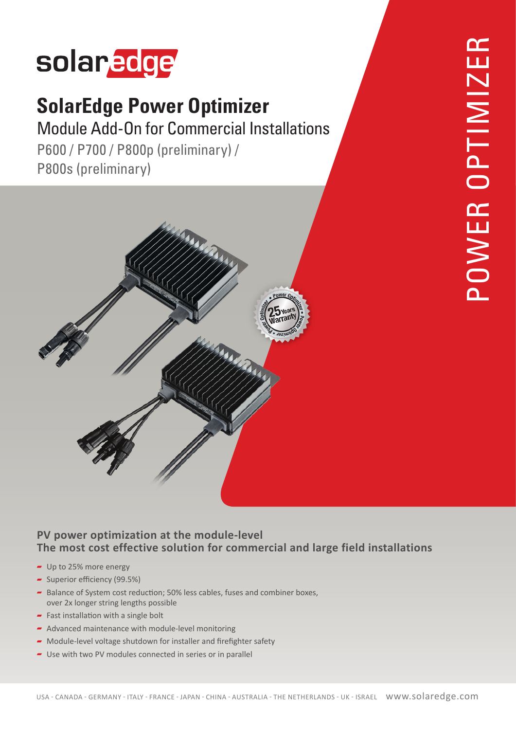solaredge

# SolarEdge Power Optimizer

## Module Add-On for Commercial Installations

P600 / P700 / P800p (preliminary) / P800s (preliminary)

POWER OPTIMIZER

### PV power optimization at the module-level
### The most cost effective solution for commercial and large field installations

- Up to 25% more energy
- Superior efficiency (99.5%)
- Balance of System cost reduction; 50% less cables, fuses and combiner boxes, over 2x longer string lengths possible
- Fast installation with a single bolt
- Advanced maintenance with module-level monitoring
- Module-level voltage shutdown for installer and firefighter safety
- Use with two PV modules connected in series or in parallel

USA - CANADA - GERMANY - ITALY - FRANCE - JAPAN - CHINA - AUSTRALIA - THE NETHERLANDS - UK - ISRAEL www.solaredge.com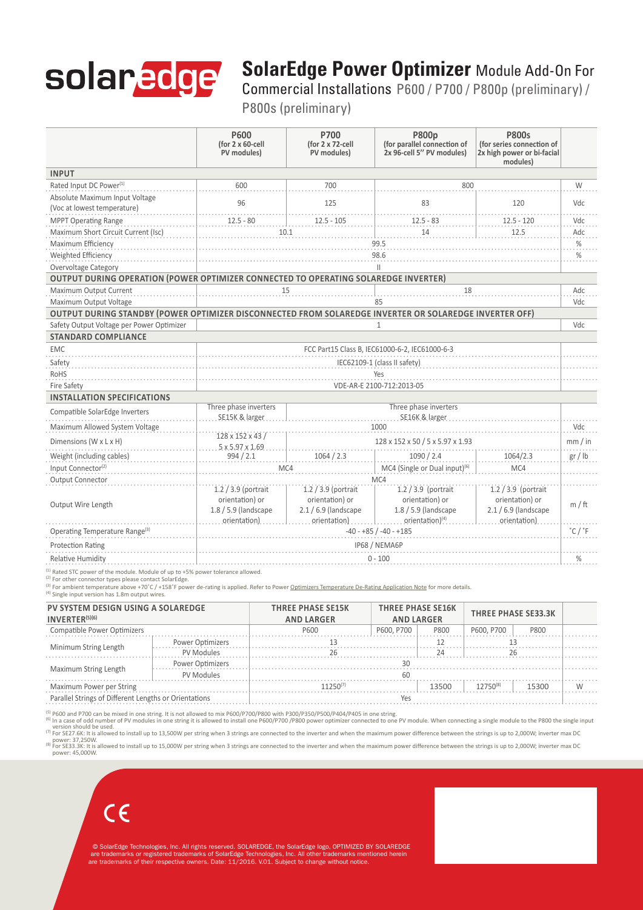# SolarEdge Power Optimizer Module Add-On For Commercial Installations P600 / P700 / P800p (preliminary) / P800s (preliminary)

| | P600 (for 2 x 60-cell PV modules) | P700 (for 2 x 72-cell PV modules) | P800p (for parallel connection of 2x 96-cell 5" PV modules) | P800s (for series connection of 2x high power or bi-facial modules) | |
|---|---|---|---|---|---|
| **INPUT** | | | | | |
| Rated Input DC Power[1] | 600 | 700 | 800 | | W |
| Absolute Maximum Input Voltage (Voc at lowest temperature) | 96 | 125 | 83 | 120 | Vdc |
| MPPT Operating Range | 12.5 - 80 | 12.5 - 105 | 12.5 - 83 | 12.5 - 120 | Vdc |
| Maximum Short Circuit Current (Isc) | 10.1 | | 14 | 12.5 | Adc |
| Maximum Efficiency | 99.5 | | | | % |
| Weighted Efficiency | 98.6 | | | | % |
| Overvoltage Category | II | | | | |
| **OUTPUT DURING OPERATION (POWER OPTIMIZER CONNECTED TO OPERATING SOLAREDGE INVERTER)** | | | | | |
| Maximum Output Current | 15 | | 18 | | Adc |
| Maximum Output Voltage | 85 | | | | Vdc |
| **OUTPUT DURING STANDBY (POWER OPTIMIZER DISCONNECTED FROM SOLAREDGE INVERTER OR SOLAREDGE INVERTER OFF)** | | | | | |
| Safety Output Voltage per Power Optimizer | 1 | | | | Vdc |
| **STANDARD COMPLIANCE** | | | | | |
| EMC | FCC Part15 Class B, IEC61000-6-2, IEC61000-6-3 | | | | |
| Safety | IEC62109-1 (class II safety) | | | | |
| RoHS | Yes | | | | |
| Fire Safety | VDE-AR-E 2100-712:2013-05 | | | | |
| **INSTALLATION SPECIFICATIONS** | | | | | |
| Compatible SolarEdge Inverters | Three phase inverters SE15K & larger | Three phase inverters SE16K & larger | | | |
| Maximum Allowed System Voltage | 1000 | | | | Vdc |
| Dimensions (W x L x H) | 128 x 152 x 43 / 5 x 5.97 x 1.69 | 128 x 152 x 50 / 5 x 5.97 x 1.93 | | | mm / in |
| Weight (including cables) | 994 / 2.1 | 1064 / 2.3 | 1090 / 2.4 | 1064/2.3 | gr / lb |
| Input Connector[2] | MC4 | | MC4 (Single or Dual input)[6] | MC4 | |
| Output Connector | MC4 | | | | |
| Output Wire Length | 1.2 / 3.9 (portrait orientation) or 1.8 / 5.9 (landscape orientation) | 1.2 / 3.9 (portrait orientation) or 2.1 / 6.9 (landscape orientation) | 1.2 / 3.9 (portrait orientation) or 1.8 / 5.9 (landscape orientation)[4] | 1.2 / 3.9 (portrait orientation) or 2.1 / 6.9 (landscape orientation) | m / ft |
| Operating Temperature Range[3] | -40 - +85 / -40 - +185 | | | | ˚C / ˚F |
| Protection Rating | IP68 / NEMA6P | | | | |
| Relative Humidity | 0 - 100 | | | | % |

[1] Rated STC power of the module. Module of up to +5% power tolerance allowed.
[2] For other connector types please contact SolarEdge.
[3] For ambient temperature above +70˚C / +158˚F power de-rating is applied. Refer to Power Optimizers Temperature De-Rating Application Note for more details.
[4] Single input version has 1.8m output wires.

| PV SYSTEM DESIGN USING A SOLAREDGE INVERTER[5][6] | | THREE PHASE SE15K AND LARGER | THREE PHASE SE16K AND LARGER | | THREE PHASE SE33.3K | | |
|---|---|---|---|---|---|---|---|
| Compatible Power Optimizers | | P600 | P600, P700 | P800 | P600, P700 | P800 | |
| Minimum String Length | Power Optimizers | 13 | | 12 | 13 | | |
| | PV Modules | 26 | | 24 | 26 | | |
| Maximum String Length | Power Optimizers | 30 | | | | | |
| | PV Modules | 60 | | | | | |
| Maximum Power per String | | 11250[7] | | 13500 | 12750[8] | 15300 | W |
| Parallel Strings of Different Lengths or Orientations | | Yes | | | | | |

[5] P600 and P700 can be mixed in one string. It is not allowed to mix P600/P700/P800 with P300/P350/P500/P404/P405 in one string.
[6] In a case of odd number of PV modules in one string it is allowed to install one P600/P700 /P800 power optimizer connected to one PV module. When connecting a single module to the P800 the single input version should be used.
[7] For SE27.6K: It is allowed to install up to 13,500W per string when 3 strings are connected to the inverter and when the maximum power difference between the strings is up to 2,000W; inverter max DC power: 37,250W.
[8] For SE33.3K: It is allowed to install up to 15,000W per string when 3 strings are connected to the inverter and when the maximum power difference between the strings is up to 2,000W; inverter max DC power: 45,000W.

CE

© SolarEdge Technologies, Inc. All rights reserved. SOLAREDGE, the SolarEdge logo, OPTIMIZED BY SOLAREDGE are trademarks or registered trademarks of SolarEdge Technologies, Inc. All other trademarks mentioned herein are trademarks of their respective owners. Date: 11/2016. V.01. Subject to change without notice.